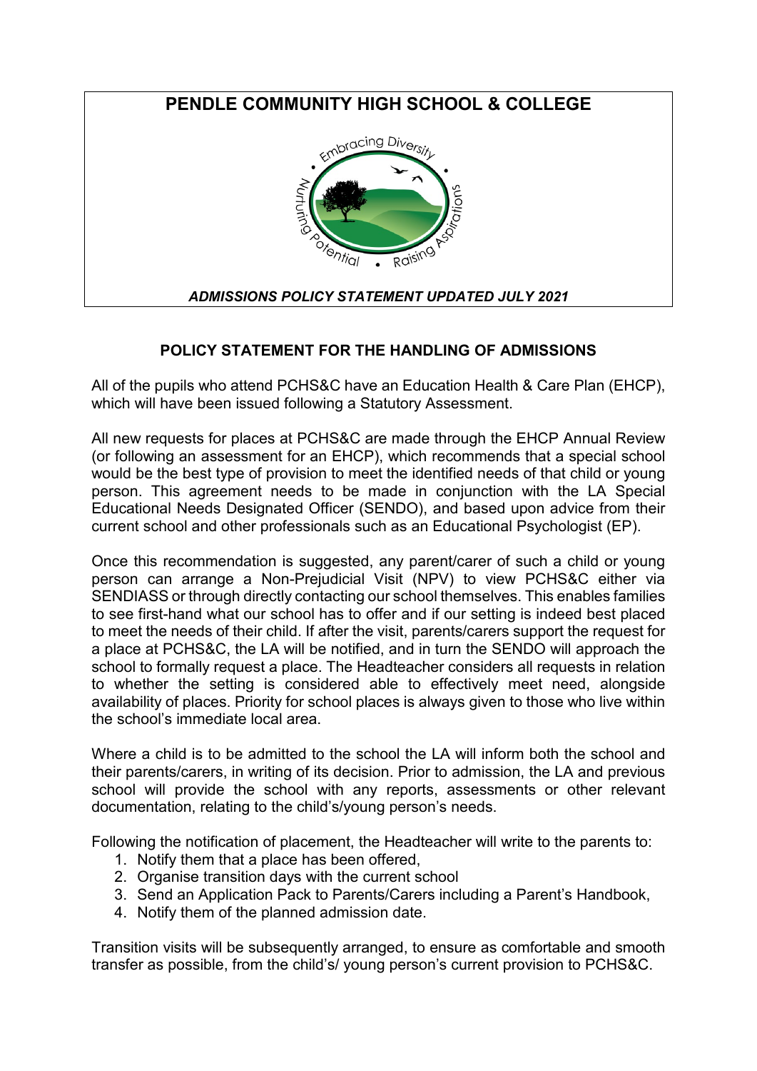# PENDLE COMMUNITY HIGH SCHOOL & COLLEGE

Embracing Diversity • Nurturing Potential • Raising Aspirations

***ADMISSIONS POLICY STATEMENT UPDATED JULY 2021***

## POLICY STATEMENT FOR THE HANDLING OF ADMISSIONS

All of the pupils who attend PCHS&C have an Education Health & Care Plan (EHCP), which will have been issued following a Statutory Assessment.

All new requests for places at PCHS&C are made through the EHCP Annual Review (or following an assessment for an EHCP), which recommends that a special school would be the best type of provision to meet the identified needs of that child or young person. This agreement needs to be made in conjunction with the LA Special Educational Needs Designated Officer (SENDO), and based upon advice from their current school and other professionals such as an Educational Psychologist (EP).

Once this recommendation is suggested, any parent/carer of such a child or young person can arrange a Non-Prejudicial Visit (NPV) to view PCHS&C either via SENDIASS or through directly contacting our school themselves. This enables families to see first-hand what our school has to offer and if our setting is indeed best placed to meet the needs of their child. If after the visit, parents/carers support the request for a place at PCHS&C, the LA will be notified, and in turn the SENDO will approach the school to formally request a place. The Headteacher considers all requests in relation to whether the setting is considered able to effectively meet need, alongside availability of places. Priority for school places is always given to those who live within the school's immediate local area.

Where a child is to be admitted to the school the LA will inform both the school and their parents/carers, in writing of its decision. Prior to admission, the LA and previous school will provide the school with any reports, assessments or other relevant documentation, relating to the child's/young person's needs.

Following the notification of placement, the Headteacher will write to the parents to:

1. Notify them that a place has been offered,
2. Organise transition days with the current school
3. Send an Application Pack to Parents/Carers including a Parent's Handbook,
4. Notify them of the planned admission date.

Transition visits will be subsequently arranged, to ensure as comfortable and smooth transfer as possible, from the child's/ young person's current provision to PCHS&C.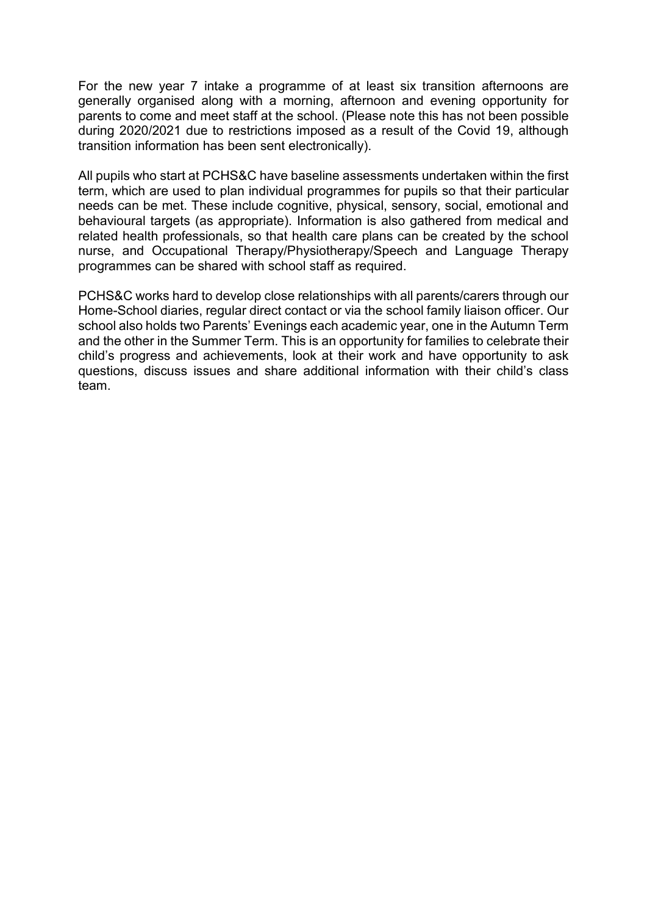For the new year 7 intake a programme of at least six transition afternoons are generally organised along with a morning, afternoon and evening opportunity for parents to come and meet staff at the school. (Please note this has not been possible during 2020/2021 due to restrictions imposed as a result of the Covid 19, although transition information has been sent electronically).

All pupils who start at PCHS&C have baseline assessments undertaken within the first term, which are used to plan individual programmes for pupils so that their particular needs can be met. These include cognitive, physical, sensory, social, emotional and behavioural targets (as appropriate). Information is also gathered from medical and related health professionals, so that health care plans can be created by the school nurse, and Occupational Therapy/Physiotherapy/Speech and Language Therapy programmes can be shared with school staff as required.

PCHS&C works hard to develop close relationships with all parents/carers through our Home-School diaries, regular direct contact or via the school family liaison officer. Our school also holds two Parents' Evenings each academic year, one in the Autumn Term and the other in the Summer Term. This is an opportunity for families to celebrate their child's progress and achievements, look at their work and have opportunity to ask questions, discuss issues and share additional information with their child's class team.